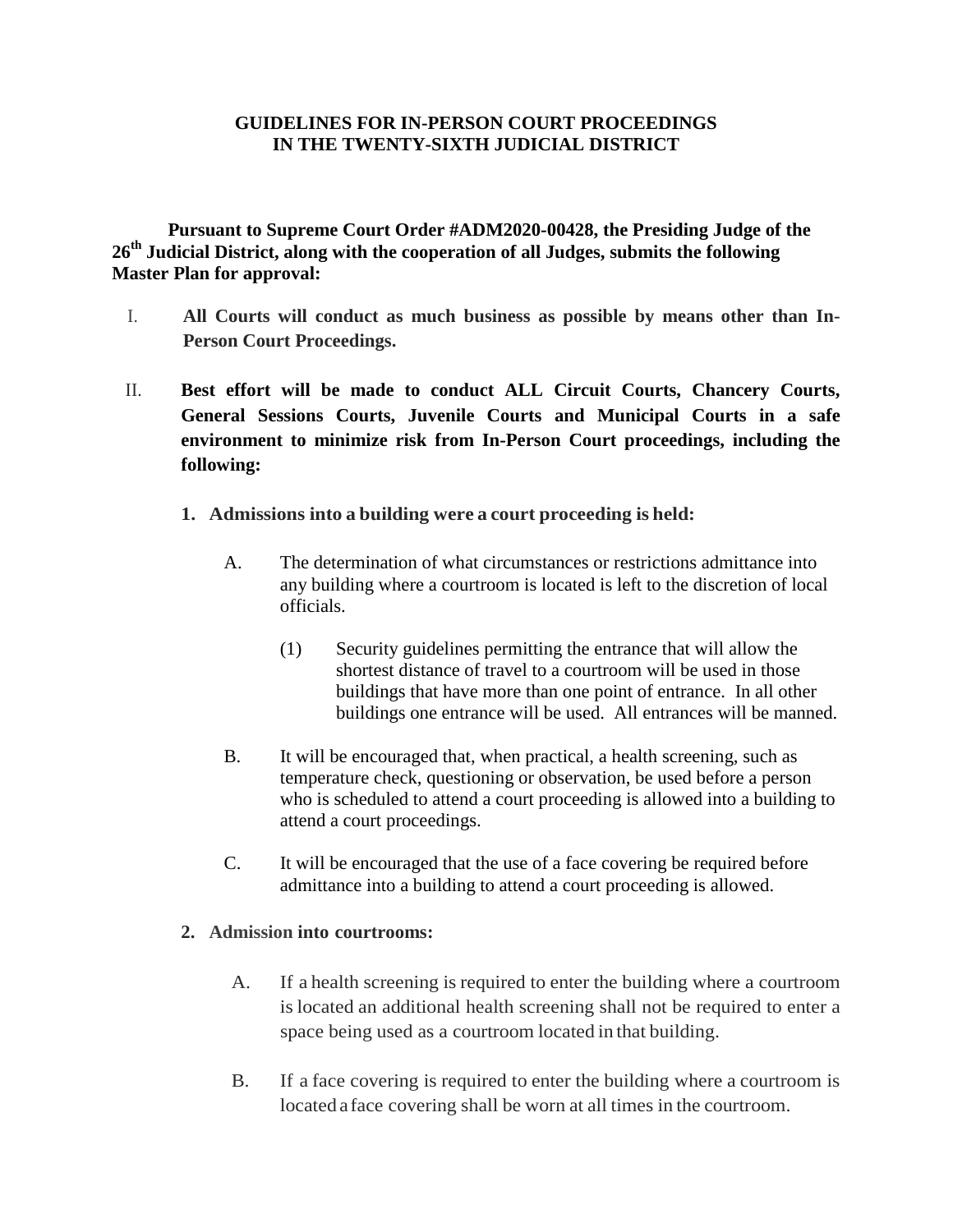# GUIDELINES FOR IN-PERSON COURT PROCEEDINGS IN THE TWENTY-SIXTH JUDICIAL DISTRICT

**Pursuant to Supreme Court Order #ADM2020-00428, the Presiding Judge of the 26th Judicial District, along with the cooperation of all Judges, submits the following Master Plan for approval:**

I. **All Courts will conduct as much business as possible by means other than In-Person Court Proceedings.**

II. **Best effort will be made to conduct ALL Circuit Courts, Chancery Courts, General Sessions Courts, Juvenile Courts and Municipal Courts in a safe environment to minimize risk from In-Person Court proceedings, including the following:**

**1. Admissions into a building were a court proceeding is held:**

A. The determination of what circumstances or restrictions admittance into any building where a courtroom is located is left to the discretion of local officials.

(1) Security guidelines permitting the entrance that will allow the shortest distance of travel to a courtroom will be used in those buildings that have more than one point of entrance. In all other buildings one entrance will be used. All entrances will be manned.

B. It will be encouraged that, when practical, a health screening, such as temperature check, questioning or observation, be used before a person who is scheduled to attend a court proceeding is allowed into a building to attend a court proceedings.

C. It will be encouraged that the use of a face covering be required before admittance into a building to attend a court proceeding is allowed.

**2. Admission into courtrooms:**

A. If a health screening is required to enter the building where a courtroom is located an additional health screening shall not be required to enter a space being used as a courtroom located in that building.

B. If a face covering is required to enter the building where a courtroom is located a face covering shall be worn at all times in the courtroom.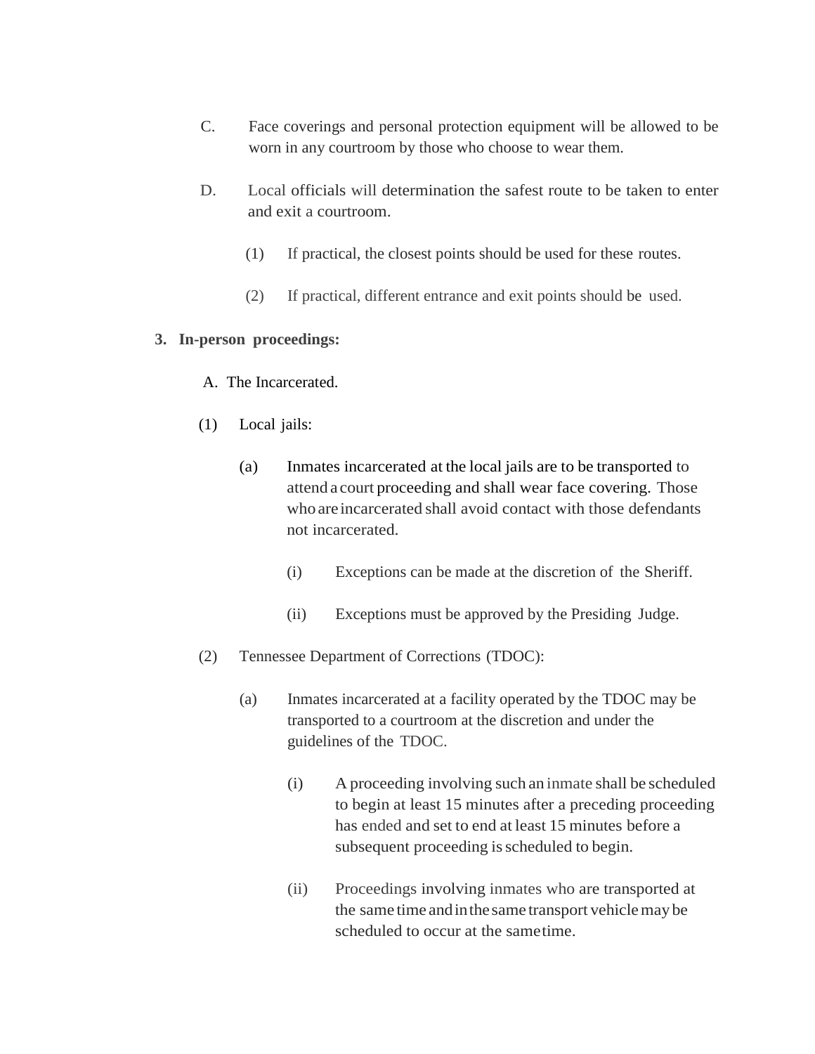C. Face coverings and personal protection equipment will be allowed to be worn in any courtroom by those who choose to wear them.

D. Local officials will determination the safest route to be taken to enter and exit a courtroom.

(1) If practical, the closest points should be used for these routes.

(2) If practical, different entrance and exit points should be used.

**3. In-person proceedings:**

A. The Incarcerated.

(1) Local jails:

(a) Inmates incarcerated at the local jails are to be transported to attend a court proceeding and shall wear face covering. Those who are incarcerated shall avoid contact with those defendants not incarcerated.

(i) Exceptions can be made at the discretion of the Sheriff.

(ii) Exceptions must be approved by the Presiding Judge.

(2) Tennessee Department of Corrections (TDOC):

(a) Inmates incarcerated at a facility operated by the TDOC may be transported to a courtroom at the discretion and under the guidelines of the TDOC.

(i) A proceeding involving such an inmate shall be scheduled to begin at least 15 minutes after a preceding proceeding has ended and set to end at least 15 minutes before a subsequent proceeding is scheduled to begin.

(ii) Proceedings involving inmates who are transported at the same time and in the same transport vehicle may be scheduled to occur at the same time.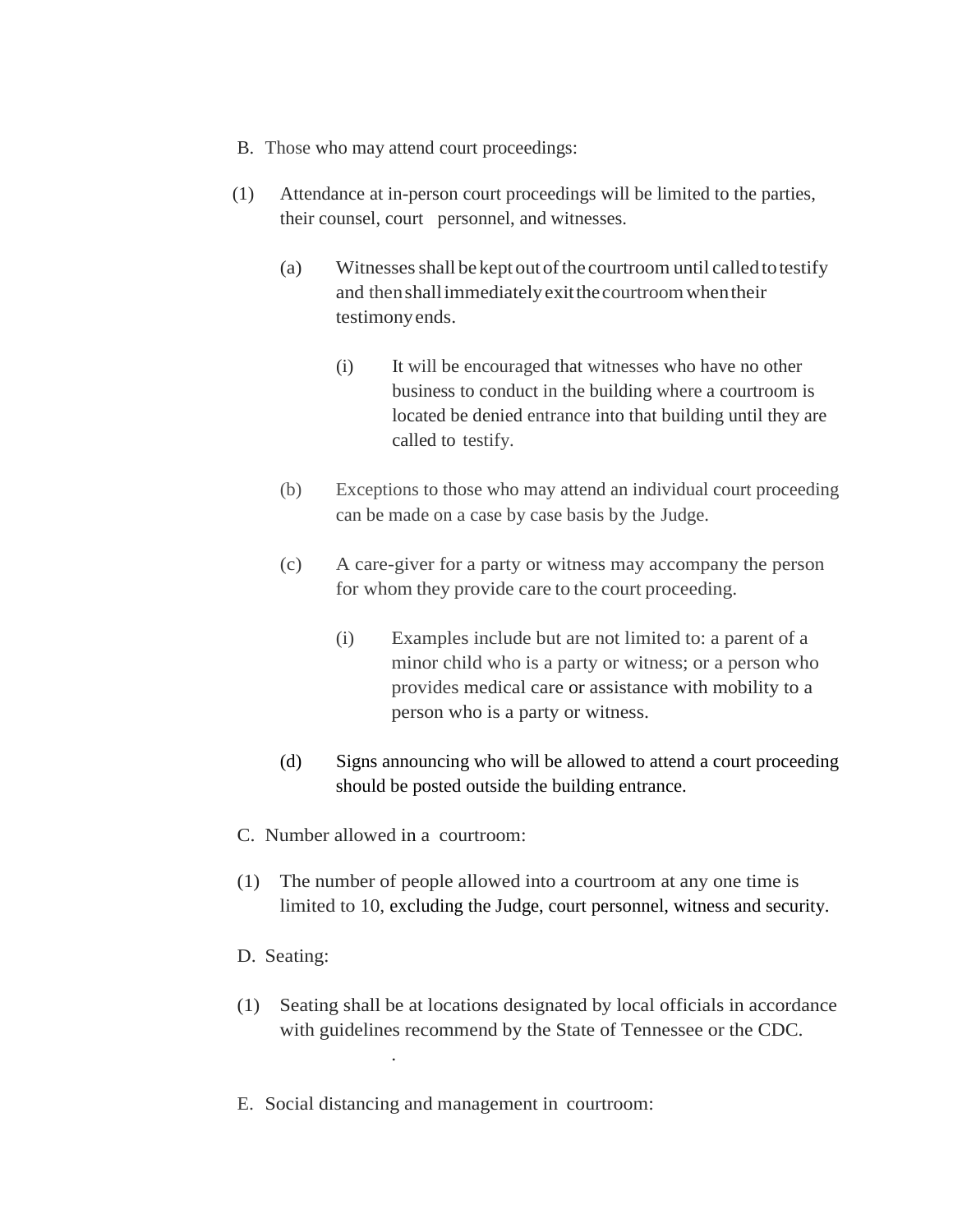B. Those who may attend court proceedings:

(1) Attendance at in-person court proceedings will be limited to the parties, their counsel, court personnel, and witnesses.

  (a) Witnesses shall be kept out of the courtroom until called to testify and then shall immediately exit the courtroom when their testimony ends.

    (i) It will be encouraged that witnesses who have no other business to conduct in the building where a courtroom is located be denied entrance into that building until they are called to testify.

  (b) Exceptions to those who may attend an individual court proceeding can be made on a case by case basis by the Judge.

  (c) A care-giver for a party or witness may accompany the person for whom they provide care to the court proceeding.

    (i) Examples include but are not limited to: a parent of a minor child who is a party or witness; or a person who provides medical care or assistance with mobility to a person who is a party or witness.

  (d) Signs announcing who will be allowed to attend a court proceeding should be posted outside the building entrance.

C. Number allowed in a courtroom:

(1) The number of people allowed into a courtroom at any one time is limited to 10, excluding the Judge, court personnel, witness and security.

D. Seating:

(1) Seating shall be at locations designated by local officials in accordance with guidelines recommend by the State of Tennessee or the CDC.

.

E. Social distancing and management in courtroom: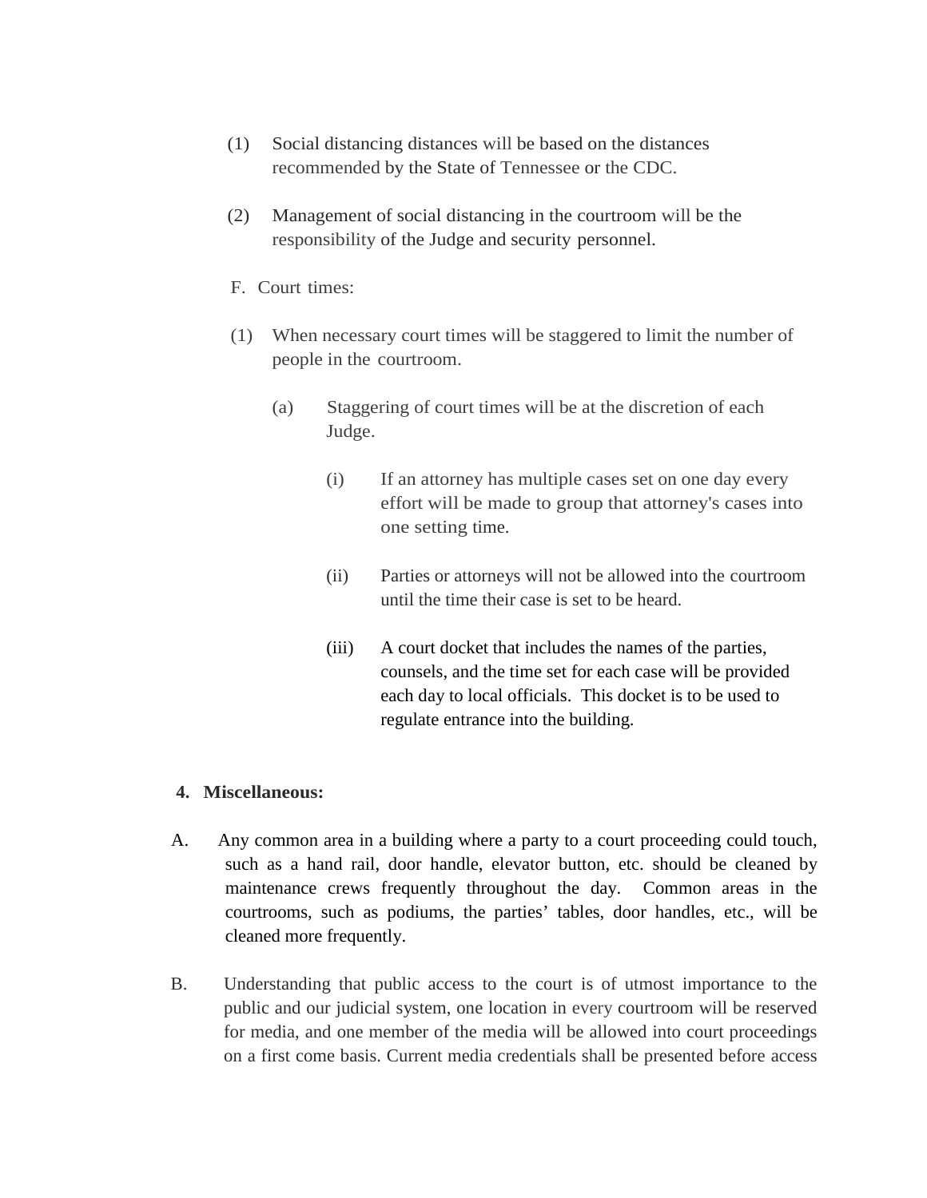(1) Social distancing distances will be based on the distances recommended by the State of Tennessee or the CDC.

(2) Management of social distancing in the courtroom will be the responsibility of the Judge and security personnel.

F. Court times:

(1) When necessary court times will be staggered to limit the number of people in the courtroom.

(a) Staggering of court times will be at the discretion of each Judge.

(i) If an attorney has multiple cases set on one day every effort will be made to group that attorney's cases into one setting time.

(ii) Parties or attorneys will not be allowed into the courtroom until the time their case is set to be heard.

(iii) A court docket that includes the names of the parties, counsels, and the time set for each case will be provided each day to local officials. This docket is to be used to regulate entrance into the building.

**4. Miscellaneous:**

A. Any common area in a building where a party to a court proceeding could touch, such as a hand rail, door handle, elevator button, etc. should be cleaned by maintenance crews frequently throughout the day. Common areas in the courtrooms, such as podiums, the parties' tables, door handles, etc., will be cleaned more frequently.

B. Understanding that public access to the court is of utmost importance to the public and our judicial system, one location in every courtroom will be reserved for media, and one member of the media will be allowed into court proceedings on a first come basis. Current media credentials shall be presented before access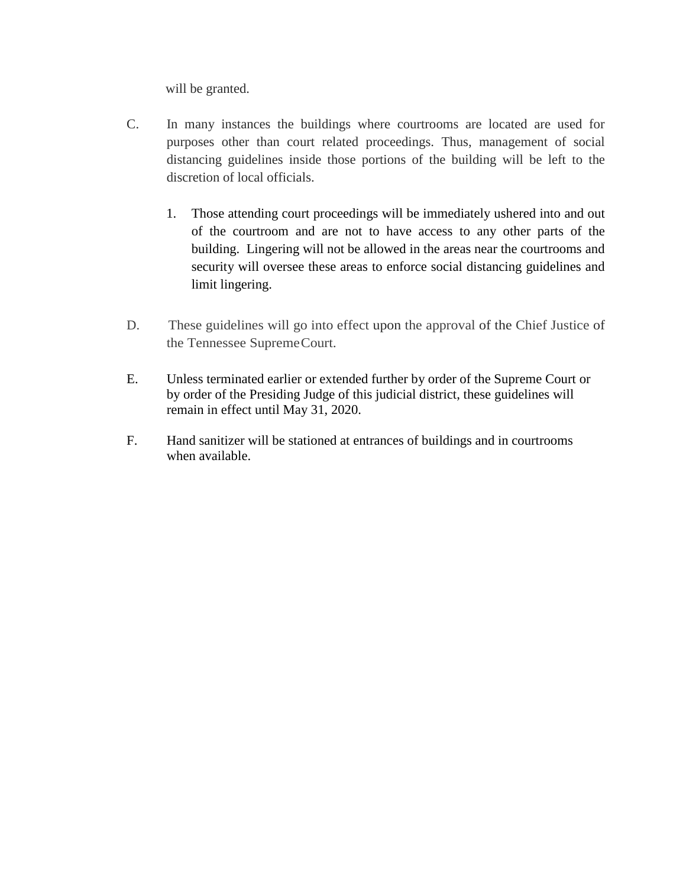will be granted.

C. In many instances the buildings where courtrooms are located are used for purposes other than court related proceedings. Thus, management of social distancing guidelines inside those portions of the building will be left to the discretion of local officials.

1. Those attending court proceedings will be immediately ushered into and out of the courtroom and are not to have access to any other parts of the building. Lingering will not be allowed in the areas near the courtrooms and security will oversee these areas to enforce social distancing guidelines and limit lingering.

D. These guidelines will go into effect upon the approval of the Chief Justice of the Tennessee Supreme Court.

E. Unless terminated earlier or extended further by order of the Supreme Court or by order of the Presiding Judge of this judicial district, these guidelines will remain in effect until May 31, 2020.

F. Hand sanitizer will be stationed at entrances of buildings and in courtrooms when available.